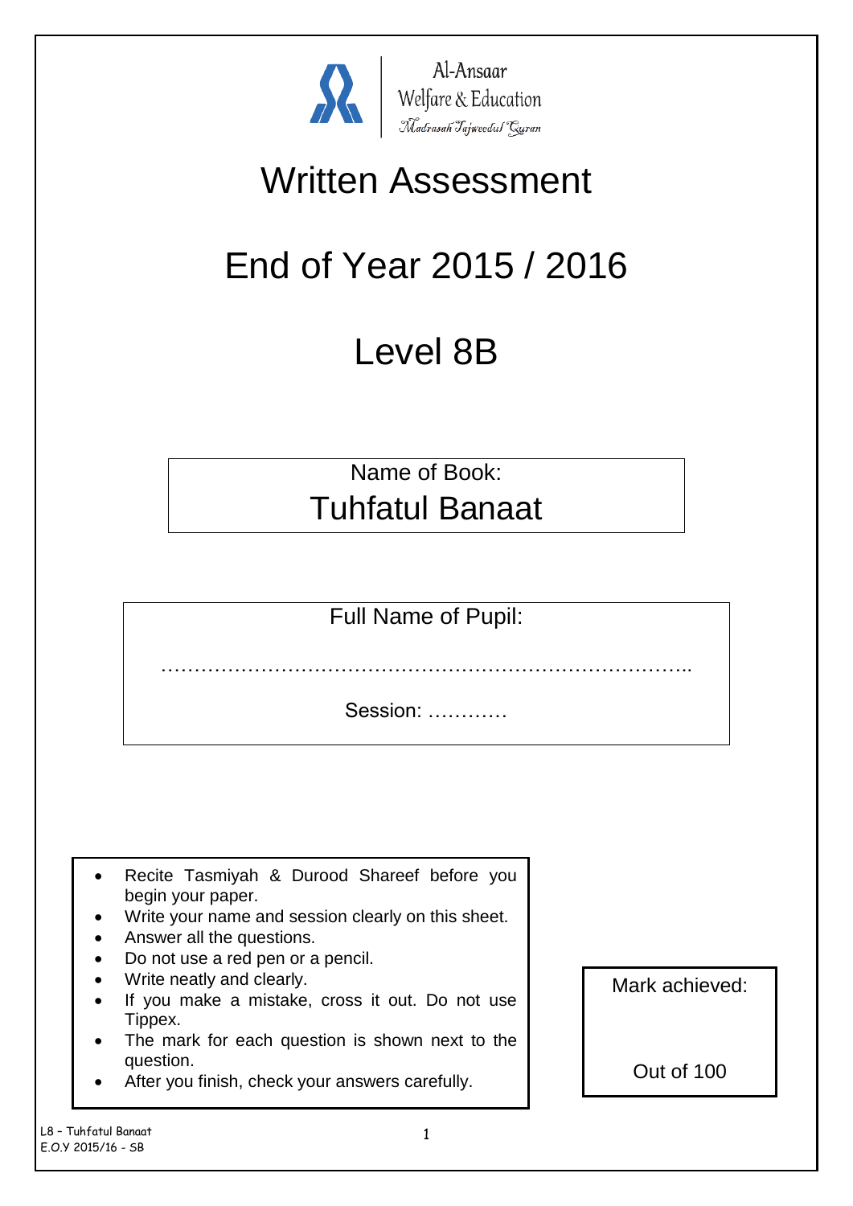Al-Ansaar
Welfare & Education
Madrasah Tajweedul Quran

# Written Assessment

# End of Year 2015 / 2016

# Level 8B

Name of Book:
## Tuhfatul Banaat

Full Name of Pupil:

……………………………………………………………………..

Session: …………

- Recite Tasmiyah & Durood Shareef before you begin your paper.
- Write your name and session clearly on this sheet.
- Answer all the questions.
- Do not use a red pen or a pencil.
- Write neatly and clearly.
- If you make a mistake, cross it out. Do not use Tippex.
- The mark for each question is shown next to the question.
- After you finish, check your answers carefully.

Mark achieved:

Out of 100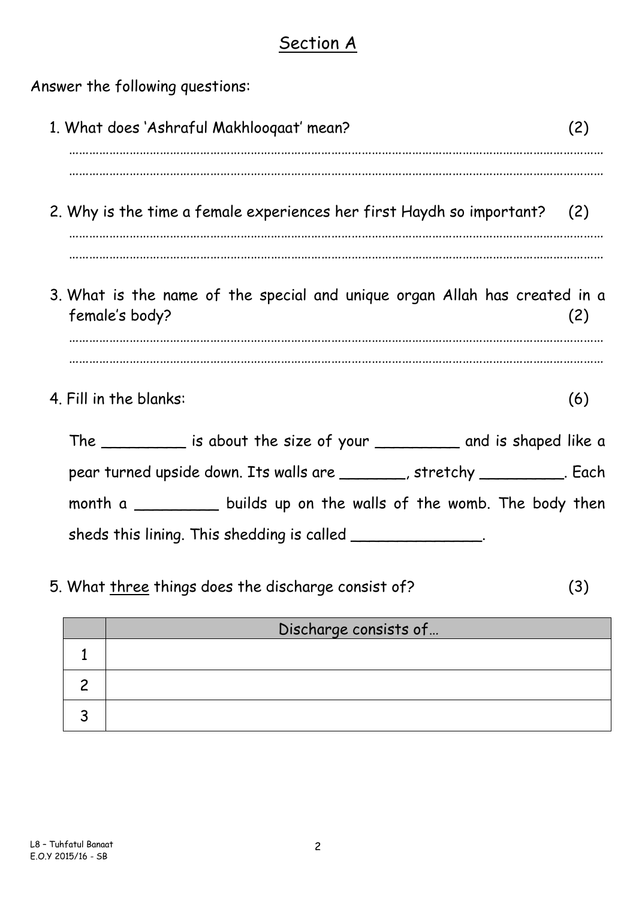# Section A

Answer the following questions:

1. What does 'Ashraful Makhlooqaat' mean? (2)

 …………………………………………………………………………………………………………………………………………

 …………………………………………………………………………………………………………………………………………

2. Why is the time a female experiences her first Haydh so important? (2)

 …………………………………………………………………………………………………………………………………………

 …………………………………………………………………………………………………………………………………………

3. What is the name of the special and unique organ Allah has created in a female's body? (2)

 …………………………………………………………………………………………………………………………………………

 …………………………………………………………………………………………………………………………………………

4. Fill in the blanks: (6)

 The _________ is about the size of your _________ and is shaped like a pear turned upside down. Its walls are _______, stretchy _________. Each month a _________ builds up on the walls of the womb. The body then sheds this lining. This shedding is called ______________.

5. What three things does the discharge consist of? (3)

| | Discharge consists of… |
|---|---|
| 1 | |
| 2 | |
| 3 | |

L8 – Tuhfatul Banaat
E.O.Y 2015/16 - SB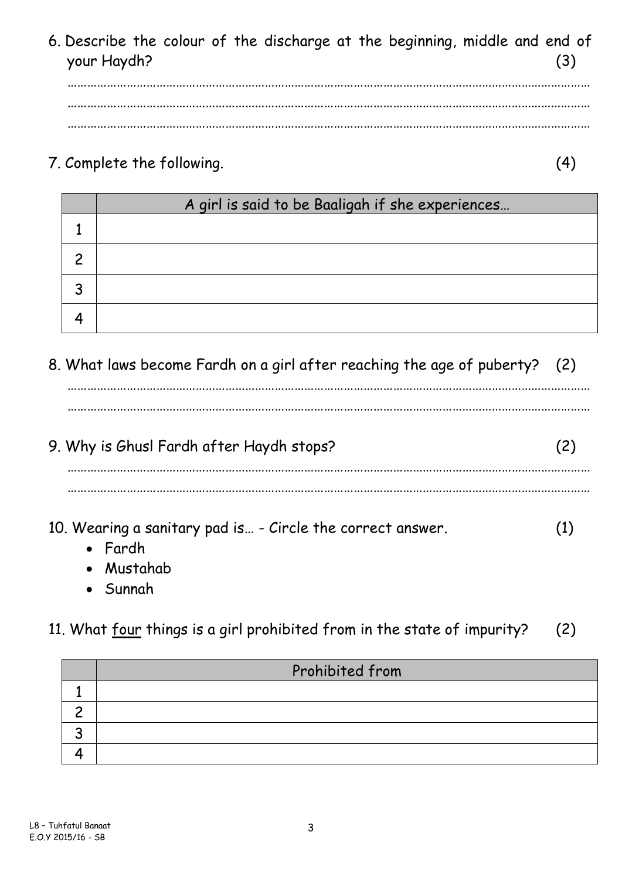6. Describe the colour of the discharge at the beginning, middle and end of your Haydh? (3)

…………………………………………………………………………………………………………………………………………

…………………………………………………………………………………………………………………………………………

…………………………………………………………………………………………………………………………………………

7. Complete the following. (4)

| | A girl is said to be Baaligah if she experiences… |
|---|---|
| 1 | |
| 2 | |
| 3 | |
| 4 | |

8. What laws become Fardh on a girl after reaching the age of puberty? (2)

…………………………………………………………………………………………………………………………………………

…………………………………………………………………………………………………………………………………………

9. Why is Ghusl Fardh after Haydh stops? (2)

…………………………………………………………………………………………………………………………………………

…………………………………………………………………………………………………………………………………………

10. Wearing a sanitary pad is… - Circle the correct answer. (1)
    - Fardh
    - Mustahab
    - Sunnah

11. What <u>four</u> things is a girl prohibited from in the state of impurity? (2)

| | Prohibited from |
|---|---|
| 1 | |
| 2 | |
| 3 | |
| 4 | |

L8 – Tuhfatul Banaat
E.O.Y 2015/16 - SB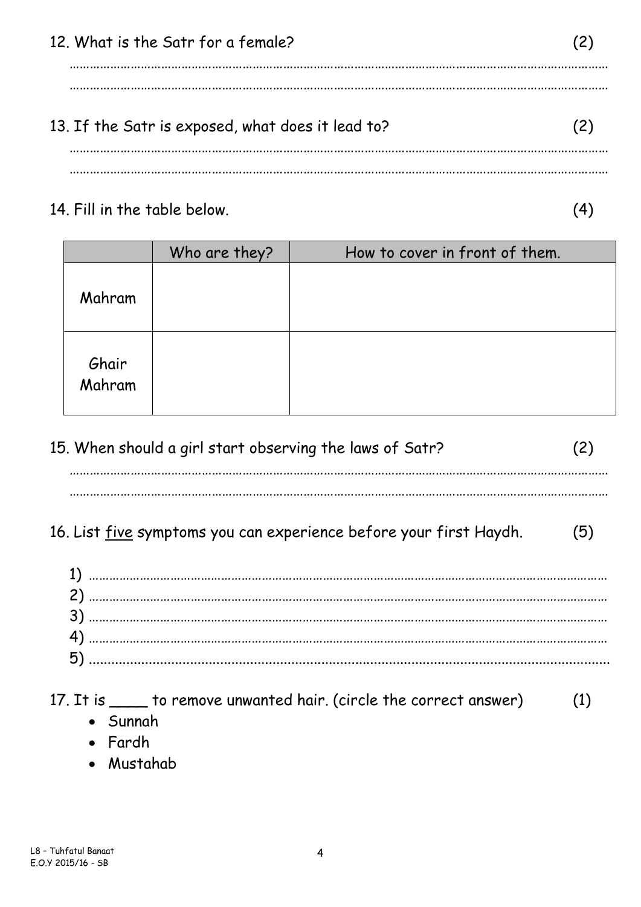12. What is the Satr for a female? (2)

……………………………………………………………………………………………………………………………

……………………………………………………………………………………………………………………………

13. If the Satr is exposed, what does it lead to? (2)

……………………………………………………………………………………………………………………………

……………………………………………………………………………………………………………………………

14. Fill in the table below. (4)

| | Who are they? | How to cover in front of them. |
|---|---|---|
| Mahram | | |
| Ghair Mahram | | |

15. When should a girl start observing the laws of Satr? (2)

……………………………………………………………………………………………………………………………

……………………………………………………………………………………………………………………………

16. List <u>five</u> symptoms you can experience before your first Haydh. (5)

1) ……………………………………………………………………………………………………………………
2) ……………………………………………………………………………………………………………………
3) ……………………………………………………………………………………………………………………
4) ……………………………………………………………………………………………………………………
5) ……………………………………………………………………………………………………………………

17. It is ____ to remove unwanted hair. (circle the correct answer) (1)

- Sunnah
- Fardh
- Mustahab

L8 – Tuhfatul Banaat
E.O.Y 2015/16 - SB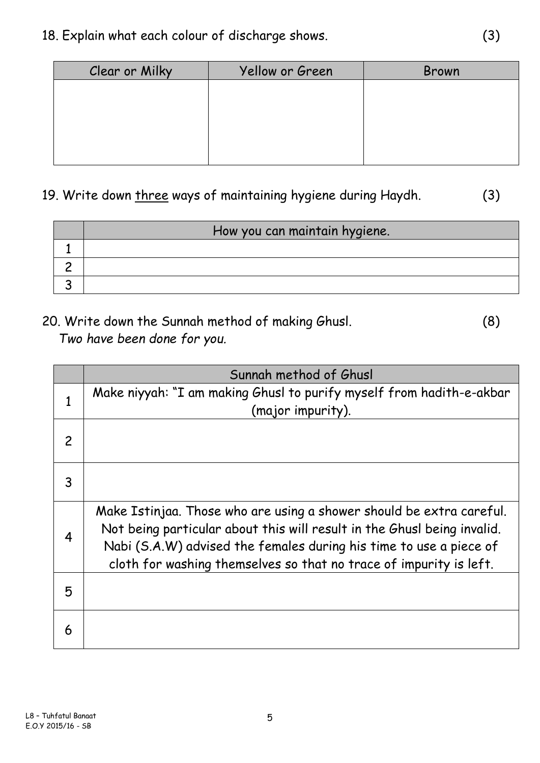18. Explain what each colour of discharge shows. (3)

| Clear or Milky | Yellow or Green | Brown |
|---|---|---|
| | | |

19. Write down <u>three</u> ways of maintaining hygiene during Haydh. (3)

| | How you can maintain hygiene. |
|---|---|
| 1 | |
| 2 | |
| 3 | |

20. Write down the Sunnah method of making Ghusl. (8)
*Two have been done for you.*

| | Sunnah method of Ghusl |
|---|---|
| 1 | Make niyyah: "I am making Ghusl to purify myself from hadith-e-akbar (major impurity). |
| 2 | |
| 3 | |
| 4 | Make Istinjaa. Those who are using a shower should be extra careful. Not being particular about this will result in the Ghusl being invalid. Nabi (S.A.W) advised the females during his time to use a piece of cloth for washing themselves so that no trace of impurity is left. |
| 5 | |
| 6 | |

L8 – Tuhfatul Banaat
E.O.Y 2015/16 - SB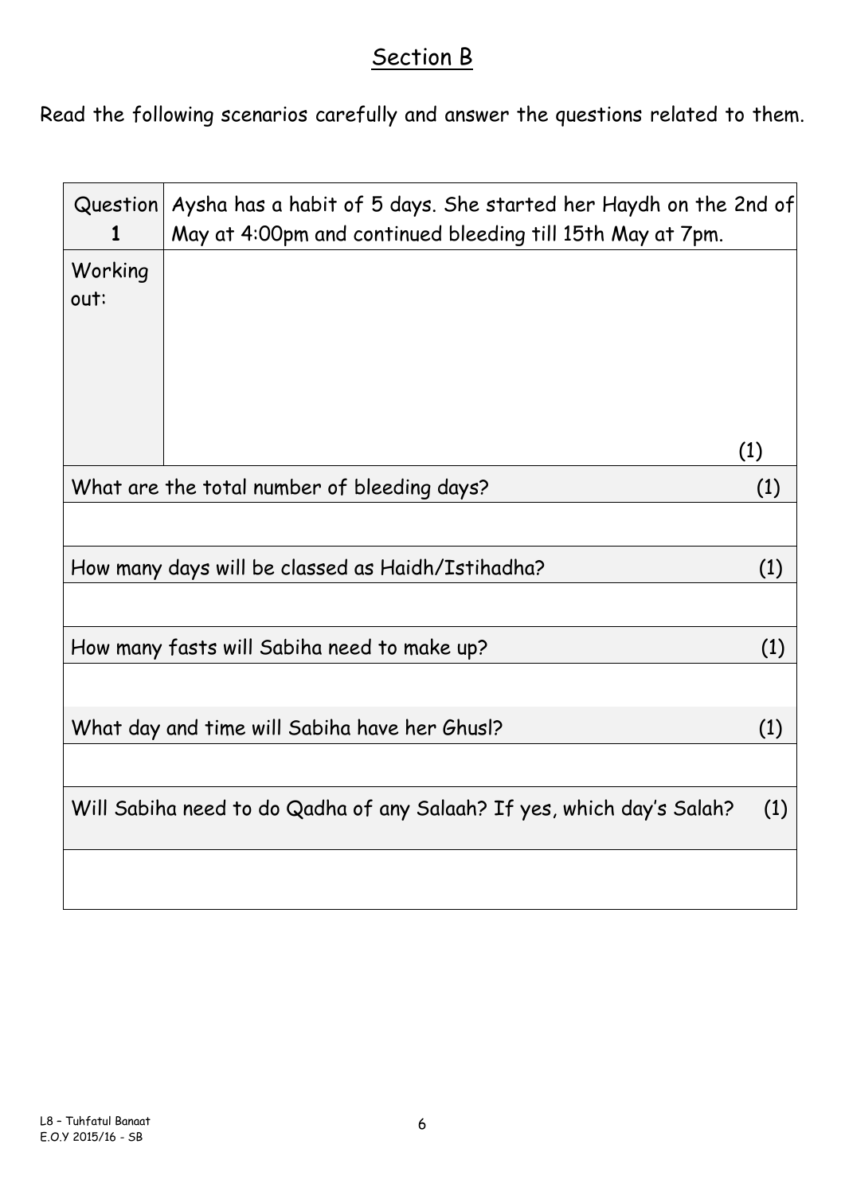## Section B

Read the following scenarios carefully and answer the questions related to them.

| Question 1 | Aysha has a habit of 5 days. She started her Haydh on the 2nd of May at 4:00pm and continued bleeding till 15th May at 7pm. |
|---|---|
| Working out: | (1) |
| What are the total number of bleeding days? (1) | |
| | |
| How many days will be classed as Haidh/Istihadha? (1) | |
| | |
| How many fasts will Sabiha need to make up? (1) | |
| | |
| What day and time will Sabiha have her Ghusl? (1) | |
| | |
| Will Sabiha need to do Qadha of any Salaah? If yes, which day's Salah? (1) | |
| | |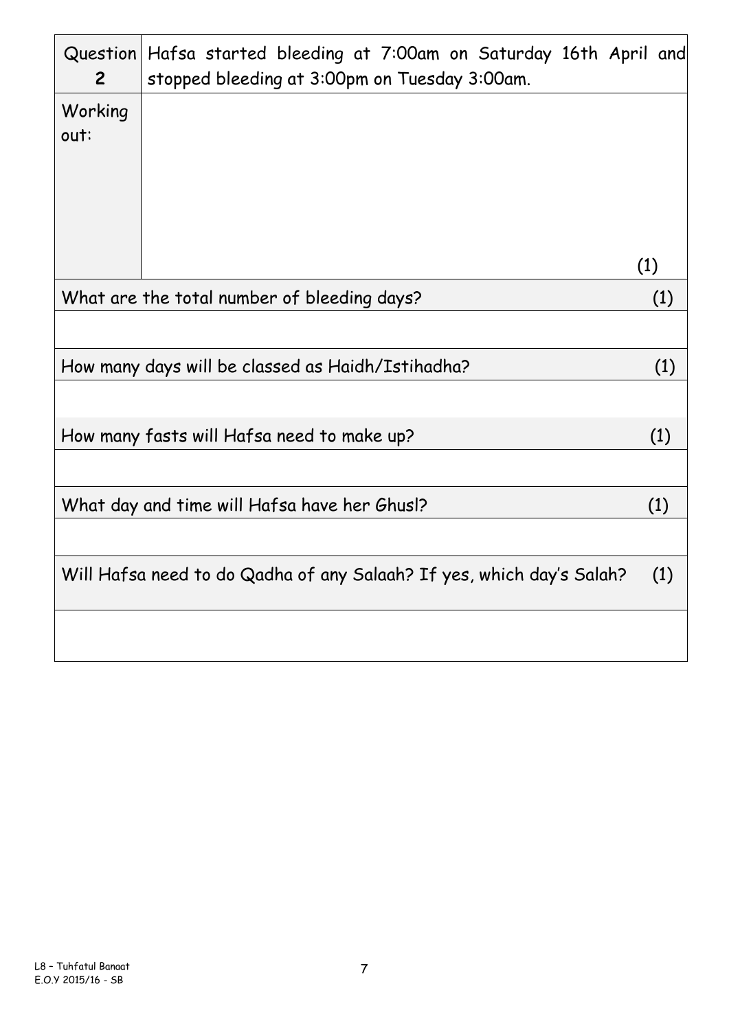| Question 2 | Hafsa started bleeding at 7:00am on Saturday 16th April and stopped bleeding at 3:00pm on Tuesday 3:00am. |
|---|---|
| Working out: | (1) |

| What are the total number of bleeding days? (1) |
|---|
| |
| How many days will be classed as Haidh/Istihadha? (1) |
| |
| How many fasts will Hafsa need to make up? (1) |
| |
| What day and time will Hafsa have her Ghusl? (1) |
| |
| Will Hafsa need to do Qadha of any Salaah? If yes, which day's Salah? (1) |
| |

L8 – Tuhfatul Banaat
E.O.Y 2015/16 - SB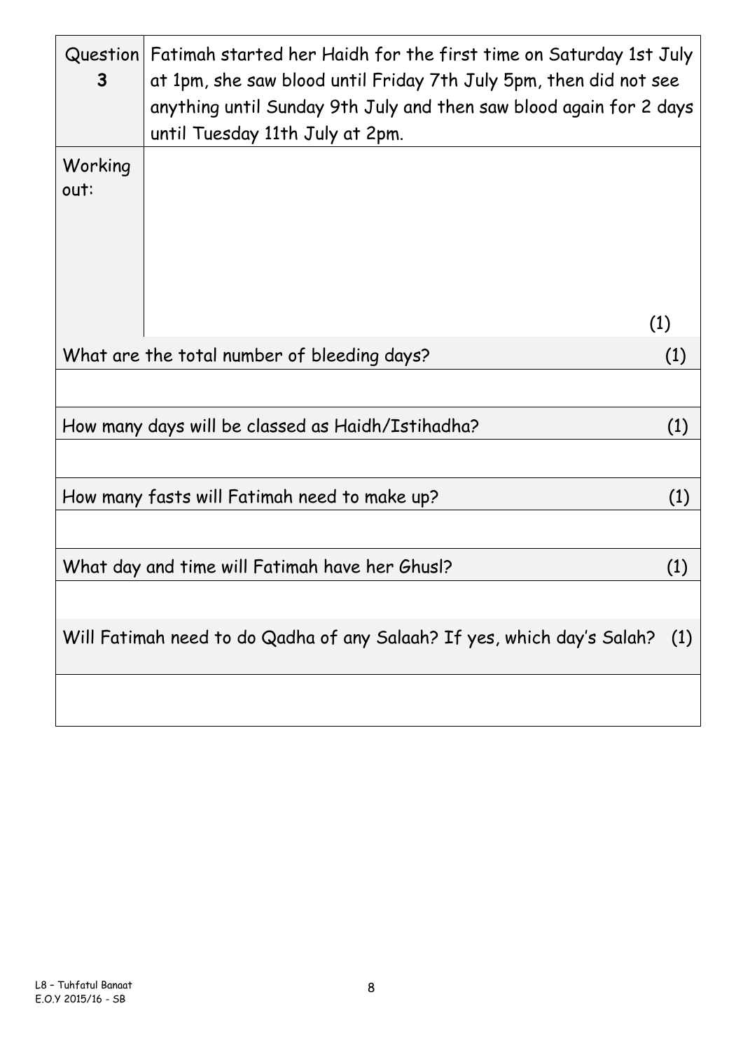| Question 3 | Fatimah started her Haidh for the first time on Saturday 1st July at 1pm, she saw blood until Friday 7th July 5pm, then did not see anything until Sunday 9th July and then saw blood again for 2 days until Tuesday 11th July at 2pm. |
|---|---|
| Working out: | (1) |

What are the total number of bleeding days? (1)

How many days will be classed as Haidh/Istihadha? (1)

How many fasts will Fatimah need to make up? (1)

What day and time will Fatimah have her Ghusl? (1)

Will Fatimah need to do Qadha of any Salaah? If yes, which day's Salah? (1)

L8 – Tuhfatul Banaat
E.O.Y 2015/16 - SB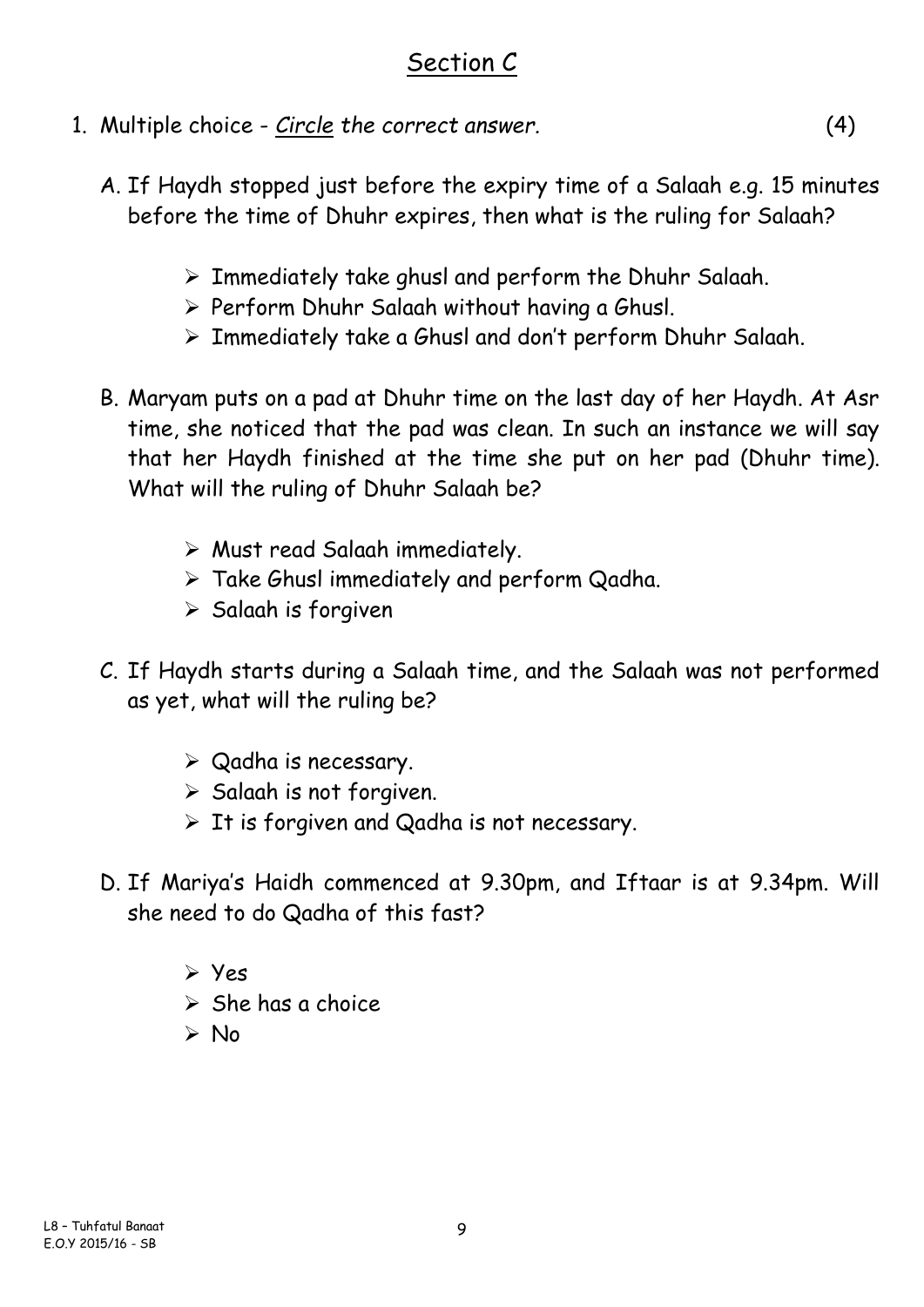## Section C

1. Multiple choice - *Circle the correct answer.* (4)

   A. If Haydh stopped just before the expiry time of a Salaah e.g. 15 minutes before the time of Dhuhr expires, then what is the ruling for Salaah?

   - Immediately take ghusl and perform the Dhuhr Salaah.
   - Perform Dhuhr Salaah without having a Ghusl.
   - Immediately take a Ghusl and don't perform Dhuhr Salaah.

   B. Maryam puts on a pad at Dhuhr time on the last day of her Haydh. At Asr time, she noticed that the pad was clean. In such an instance we will say that her Haydh finished at the time she put on her pad (Dhuhr time). What will the ruling of Dhuhr Salaah be?

   - Must read Salaah immediately.
   - Take Ghusl immediately and perform Qadha.
   - Salaah is forgiven

   C. If Haydh starts during a Salaah time, and the Salaah was not performed as yet, what will the ruling be?

   - Qadha is necessary.
   - Salaah is not forgiven.
   - It is forgiven and Qadha is not necessary.

   D. If Mariya's Haidh commenced at 9.30pm, and Iftaar is at 9.34pm. Will she need to do Qadha of this fast?

   - Yes
   - She has a choice
   - No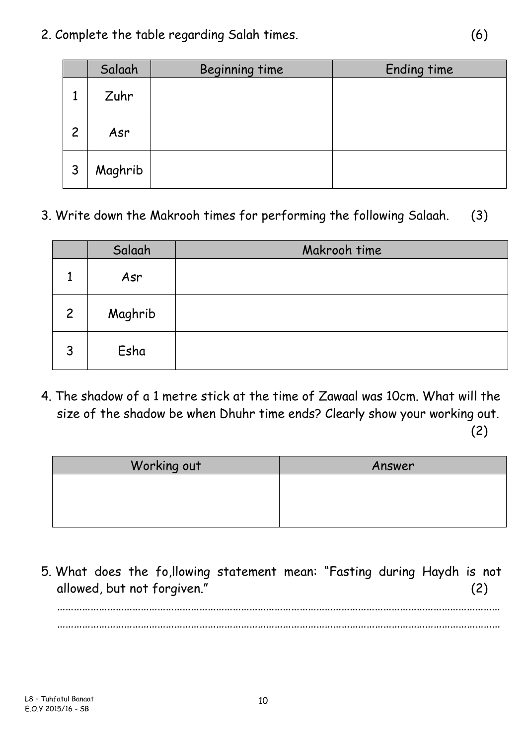2. Complete the table regarding Salah times. (6)

| | Salaah | Beginning time | Ending time |
|---|---|---|---|
| 1 | Zuhr | | |
| 2 | Asr | | |
| 3 | Maghrib | | |

3. Write down the Makrooh times for performing the following Salaah. (3)

| | Salaah | Makrooh time |
|---|---|---|
| 1 | Asr | |
| 2 | Maghrib | |
| 3 | Esha | |

4. The shadow of a 1 metre stick at the time of Zawaal was 10cm. What will the size of the shadow be when Dhuhr time ends? Clearly show your working out. (2)

| Working out | Answer |
|---|---|
| | |

5. What does the fo,llowing statement mean: "Fasting during Haydh is not allowed, but not forgiven." (2)

………………………………………………………………………………………………………………………………………

………………………………………………………………………………………………………………………………………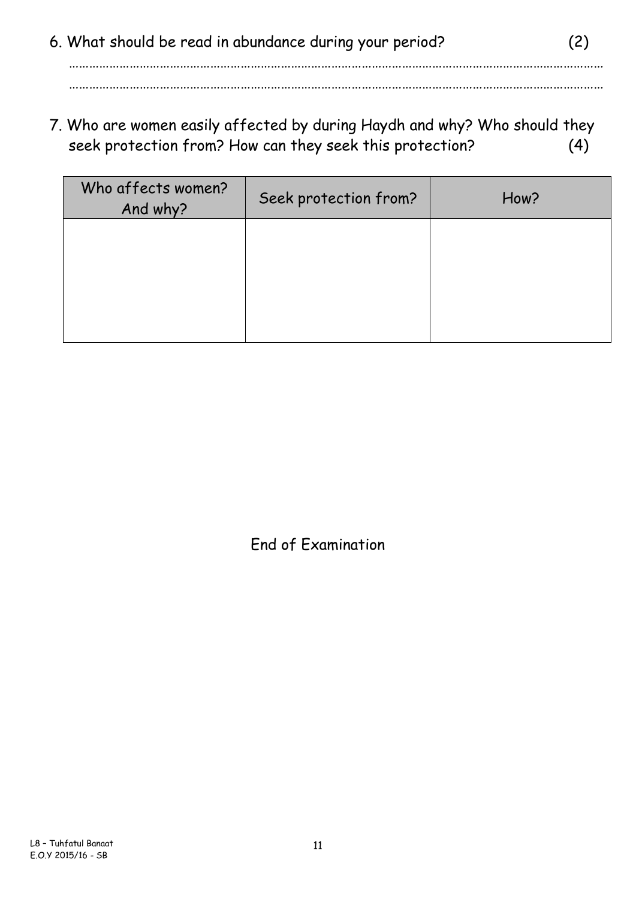6. What should be read in abundance during your period? (2)

……………………………………………………………………………………………………………………………………

……………………………………………………………………………………………………………………………………

7. Who are women easily affected by during Haydh and why? Who should they seek protection from? How can they seek this protection? (4)

| Who affects women? And why? | Seek protection from? | How? |
| --- | --- | --- |
| | | |

End of Examination